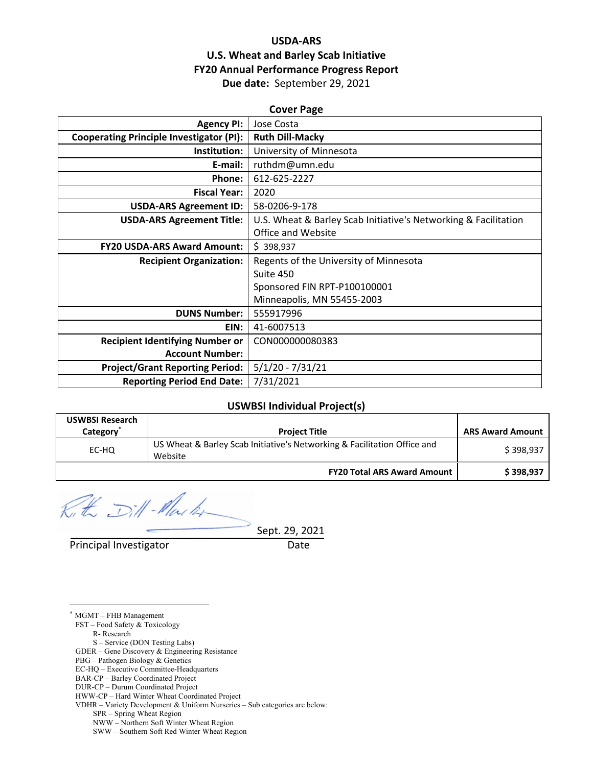# USDA-ARS
# U.S. Wheat and Barley Scab Initiative
# FY20 Annual Performance Progress Report

**Due date:** September 29, 2021

## Cover Page

| | |
|---|---|
| **Agency PI:** | Jose Costa |
| **Cooperating Principle Investigator (PI):** | **Ruth Dill-Macky** |
| **Institution:** | University of Minnesota |
| **E-mail:** | ruthdm@umn.edu |
| **Phone:** | 612-625-2227 |
| **Fiscal Year:** | 2020 |
| **USDA-ARS Agreement ID:** | 58-0206-9-178 |
| **USDA-ARS Agreement Title:** | U.S. Wheat & Barley Scab Initiative's Networking & Facilitation Office and Website |
| **FY20 USDA-ARS Award Amount:** | $ 398,937 |
| **Recipient Organization:** | Regents of the University of Minnesota<br>Suite 450<br>Sponsored FIN RPT-P100100001<br>Minneapolis, MN 55455-2003 |
| **DUNS Number:** | 555917996 |
| **EIN:** | 41-6007513 |
| **Recipient Identifying Number or Account Number:** | CON000000080383 |
| **Project/Grant Reporting Period:** | 5/1/20 - 7/31/21 |
| **Reporting Period End Date:** | 7/31/2021 |

## USWBSI Individual Project(s)

| USWBSI Research Category* | Project Title | ARS Award Amount |
|---|---|---|
| EC-HQ | US Wheat & Barley Scab Initiative's Networking & Facilitation Office and Website | $ 398,937 |
| | **FY20 Total ARS Award Amount** | **$ 398,937** |

Sept. 29, 2021

Principal Investigator Date

---

\* MGMT – FHB Management
FST – Food Safety & Toxicology
R- Research
S – Service (DON Testing Labs)
GDER – Gene Discovery & Engineering Resistance
PBG – Pathogen Biology & Genetics
EC-HQ – Executive Committee-Headquarters
BAR-CP – Barley Coordinated Project
DUR-CP – Durum Coordinated Project
HWW-CP – Hard Winter Wheat Coordinated Project
VDHR – Variety Development & Uniform Nurseries – Sub categories are below:
SPR – Spring Wheat Region
NWW – Northern Soft Winter Wheat Region
SWW – Southern Soft Red Winter Wheat Region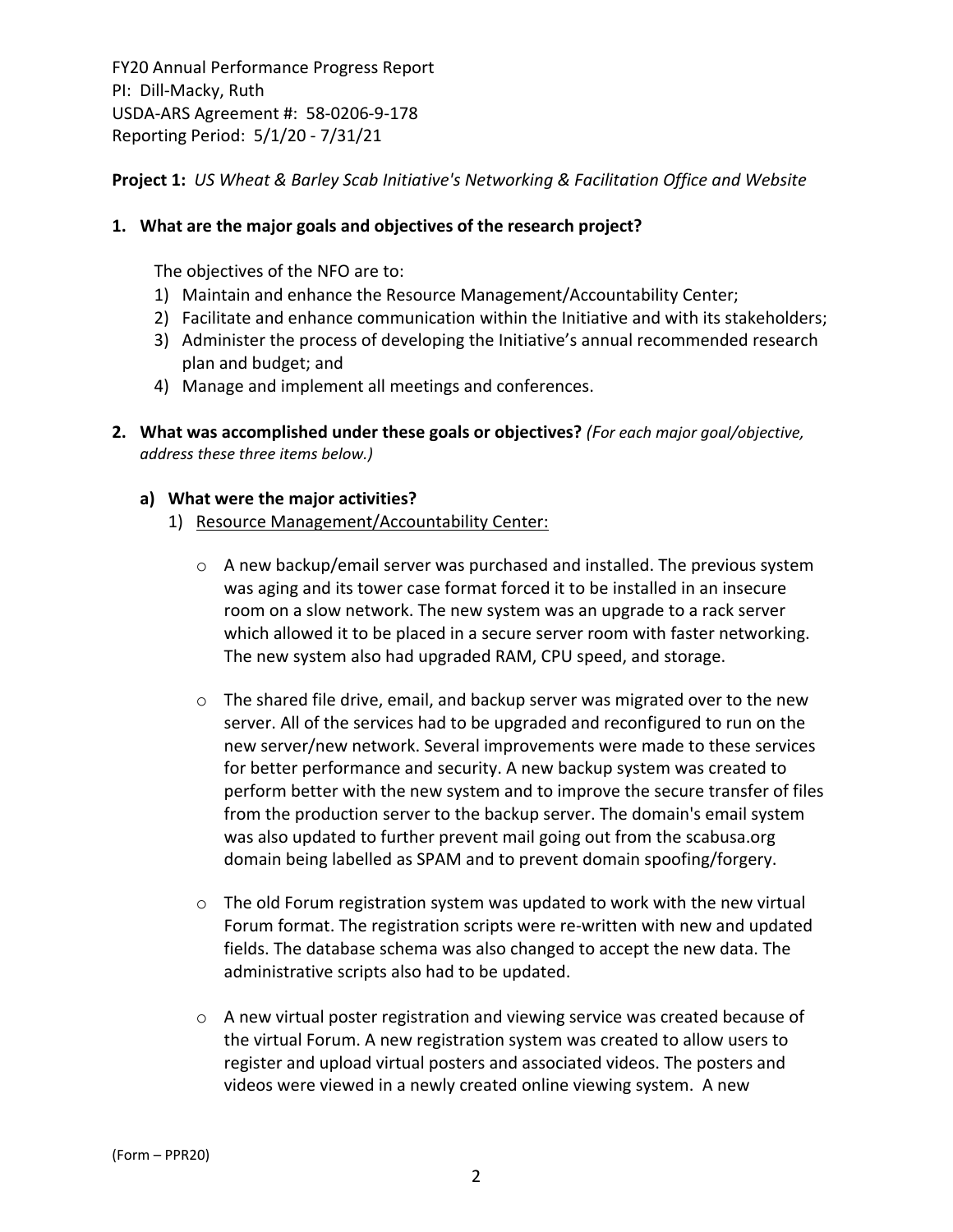FY20 Annual Performance Progress Report
PI: Dill-Macky, Ruth
USDA-ARS Agreement #: 58-0206-9-178
Reporting Period: 5/1/20 - 7/31/21

**Project 1:** *US Wheat & Barley Scab Initiative's Networking & Facilitation Office and Website*

**1. What are the major goals and objectives of the research project?**

The objectives of the NFO are to:

1) Maintain and enhance the Resource Management/Accountability Center;
2) Facilitate and enhance communication within the Initiative and with its stakeholders;
3) Administer the process of developing the Initiative's annual recommended research plan and budget; and
4) Manage and implement all meetings and conferences.

**2. What was accomplished under these goals or objectives?** *(For each major goal/objective, address these three items below.)*

**a) What were the major activities?**

1) Resource Management/Accountability Center:

- A new backup/email server was purchased and installed. The previous system was aging and its tower case format forced it to be installed in an insecure room on a slow network. The new system was an upgrade to a rack server which allowed it to be placed in a secure server room with faster networking. The new system also had upgraded RAM, CPU speed, and storage.

- The shared file drive, email, and backup server was migrated over to the new server. All of the services had to be upgraded and reconfigured to run on the new server/new network. Several improvements were made to these services for better performance and security. A new backup system was created to perform better with the new system and to improve the secure transfer of files from the production server to the backup server. The domain's email system was also updated to further prevent mail going out from the scabusa.org domain being labelled as SPAM and to prevent domain spoofing/forgery.

- The old Forum registration system was updated to work with the new virtual Forum format. The registration scripts were re-written with new and updated fields. The database schema was also changed to accept the new data. The administrative scripts also had to be updated.

- A new virtual poster registration and viewing service was created because of the virtual Forum. A new registration system was created to allow users to register and upload virtual posters and associated videos. The posters and videos were viewed in a newly created online viewing system. A new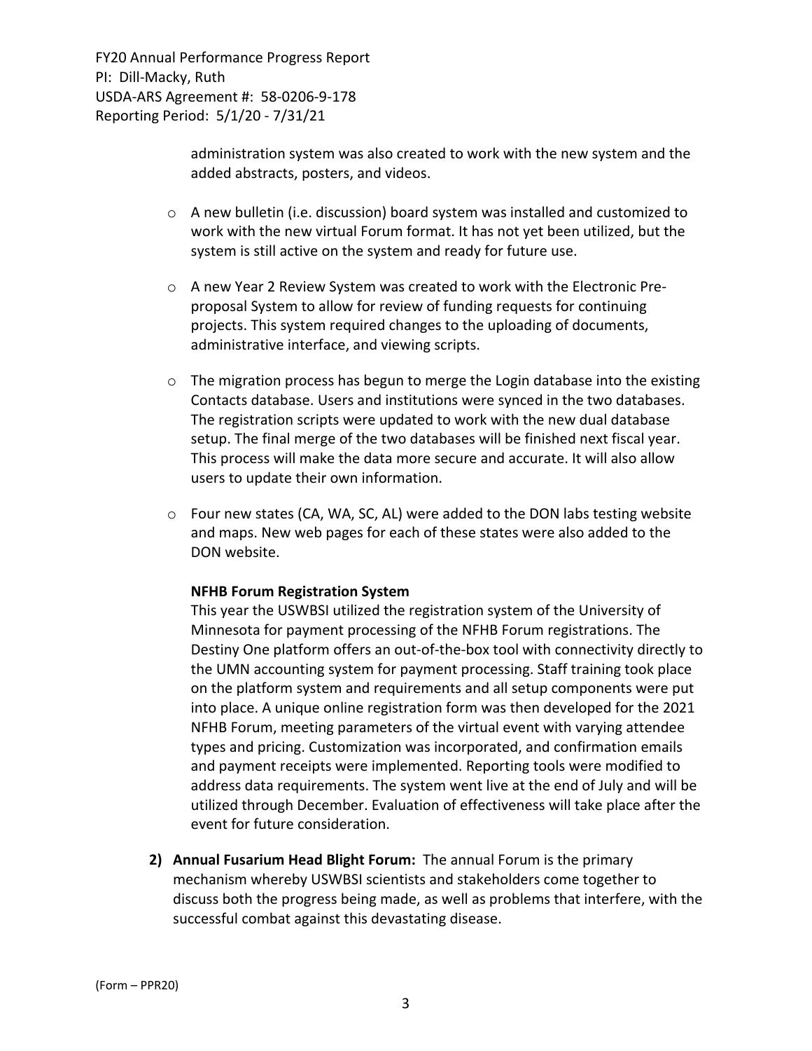administration system was also created to work with the new system and the added abstracts, posters, and videos.

- A new bulletin (i.e. discussion) board system was installed and customized to work with the new virtual Forum format. It has not yet been utilized, but the system is still active on the system and ready for future use.
- A new Year 2 Review System was created to work with the Electronic Pre-proposal System to allow for review of funding requests for continuing projects. This system required changes to the uploading of documents, administrative interface, and viewing scripts.
- The migration process has begun to merge the Login database into the existing Contacts database. Users and institutions were synced in the two databases. The registration scripts were updated to work with the new dual database setup. The final merge of the two databases will be finished next fiscal year. This process will make the data more secure and accurate. It will also allow users to update their own information.
- Four new states (CA, WA, SC, AL) were added to the DON labs testing website and maps. New web pages for each of these states were also added to the DON website.

**NFHB Forum Registration System**

This year the USWBSI utilized the registration system of the University of Minnesota for payment processing of the NFHB Forum registrations. The Destiny One platform offers an out-of-the-box tool with connectivity directly to the UMN accounting system for payment processing. Staff training took place on the platform system and requirements and all setup components were put into place. A unique online registration form was then developed for the 2021 NFHB Forum, meeting parameters of the virtual event with varying attendee types and pricing. Customization was incorporated, and confirmation emails and payment receipts were implemented. Reporting tools were modified to address data requirements. The system went live at the end of July and will be utilized through December. Evaluation of effectiveness will take place after the event for future consideration.

2) **Annual Fusarium Head Blight Forum:** The annual Forum is the primary mechanism whereby USWBSI scientists and stakeholders come together to discuss both the progress being made, as well as problems that interfere, with the successful combat against this devastating disease.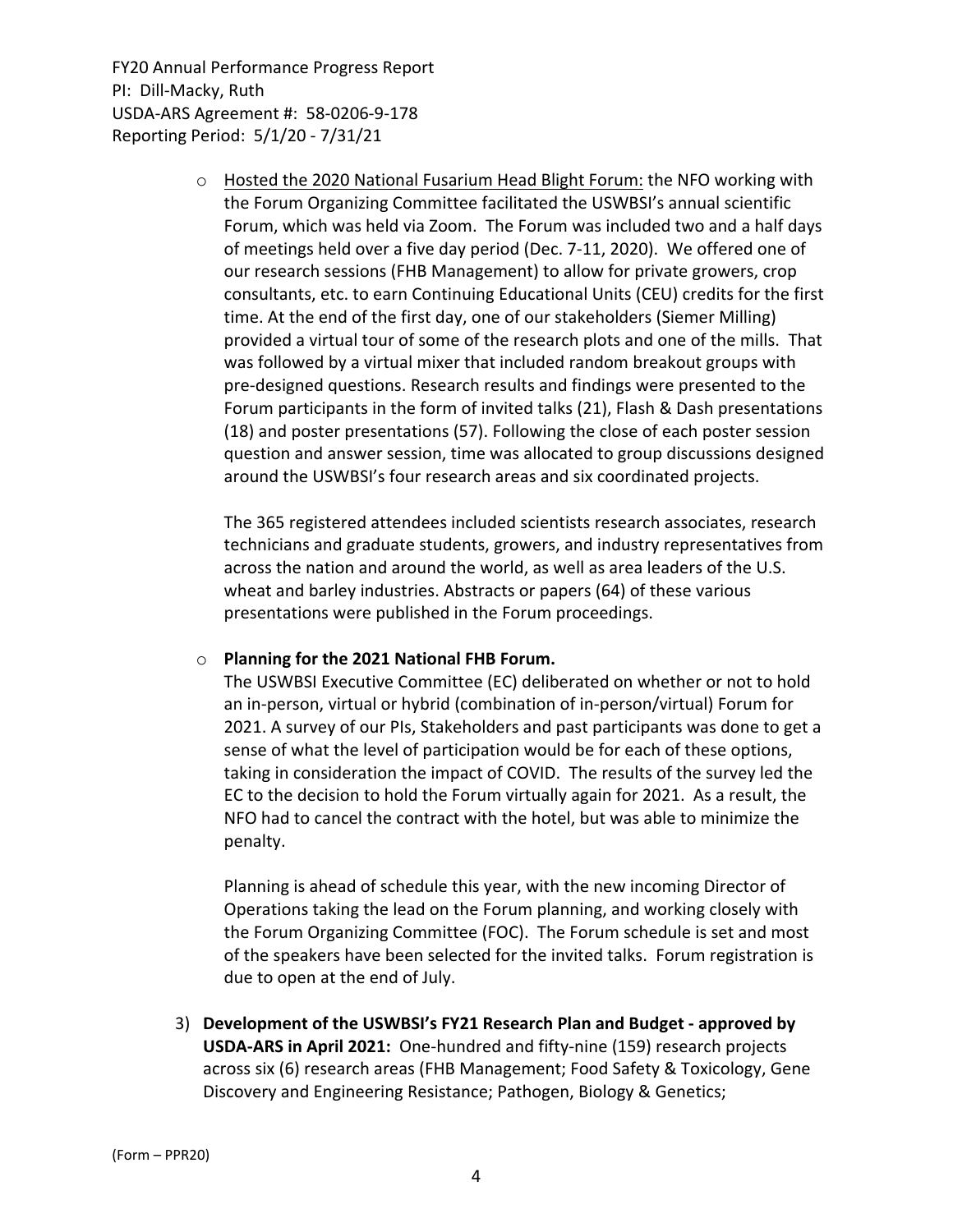- Hosted the 2020 National Fusarium Head Blight Forum: the NFO working with the Forum Organizing Committee facilitated the USWBSI's annual scientific Forum, which was held via Zoom. The Forum was included two and a half days of meetings held over a five day period (Dec. 7-11, 2020). We offered one of our research sessions (FHB Management) to allow for private growers, crop consultants, etc. to earn Continuing Educational Units (CEU) credits for the first time. At the end of the first day, one of our stakeholders (Siemer Milling) provided a virtual tour of some of the research plots and one of the mills. That was followed by a virtual mixer that included random breakout groups with pre-designed questions. Research results and findings were presented to the Forum participants in the form of invited talks (21), Flash & Dash presentations (18) and poster presentations (57). Following the close of each poster session question and answer session, time was allocated to group discussions designed around the USWBSI's four research areas and six coordinated projects.

  The 365 registered attendees included scientists research associates, research technicians and graduate students, growers, and industry representatives from across the nation and around the world, as well as area leaders of the U.S. wheat and barley industries. Abstracts or papers (64) of these various presentations were published in the Forum proceedings.

- **Planning for the 2021 National FHB Forum.**
  The USWBSI Executive Committee (EC) deliberated on whether or not to hold an in-person, virtual or hybrid (combination of in-person/virtual) Forum for 2021. A survey of our PIs, Stakeholders and past participants was done to get a sense of what the level of participation would be for each of these options, taking in consideration the impact of COVID. The results of the survey led the EC to the decision to hold the Forum virtually again for 2021. As a result, the NFO had to cancel the contract with the hotel, but was able to minimize the penalty.

  Planning is ahead of schedule this year, with the new incoming Director of Operations taking the lead on the Forum planning, and working closely with the Forum Organizing Committee (FOC). The Forum schedule is set and most of the speakers have been selected for the invited talks. Forum registration is due to open at the end of July.

3) **Development of the USWBSI's FY21 Research Plan and Budget - approved by USDA-ARS in April 2021:** One-hundred and fifty-nine (159) research projects across six (6) research areas (FHB Management; Food Safety & Toxicology, Gene Discovery and Engineering Resistance; Pathogen, Biology & Genetics;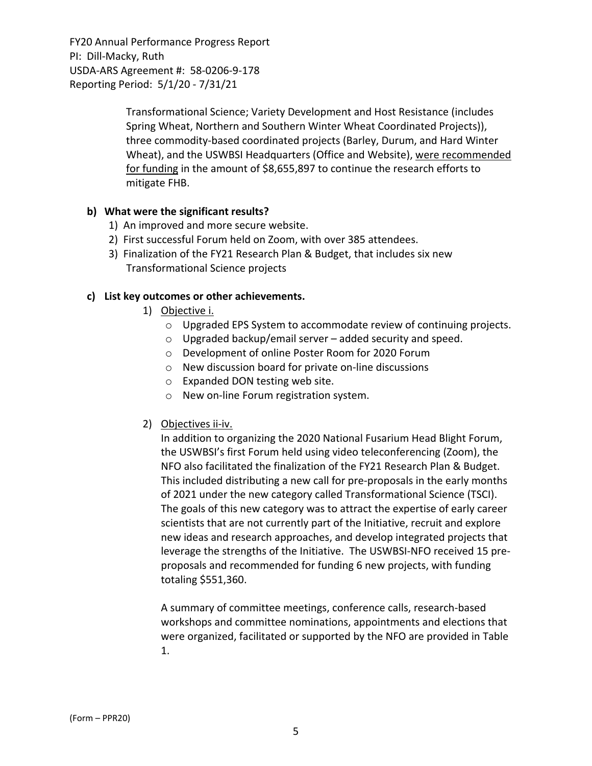Transformational Science; Variety Development and Host Resistance (includes Spring Wheat, Northern and Southern Winter Wheat Coordinated Projects)), three commodity-based coordinated projects (Barley, Durum, and Hard Winter Wheat), and the USWBSI Headquarters (Office and Website), <u>were recommended for funding</u> in the amount of $8,655,897 to continue the research efforts to mitigate FHB.

**b) What were the significant results?**

1) An improved and more secure website.
2) First successful Forum held on Zoom, with over 385 attendees.
3) Finalization of the FY21 Research Plan & Budget, that includes six new Transformational Science projects

**c) List key outcomes or other achievements.**

1) <u>Objective i.</u>
   - Upgraded EPS System to accommodate review of continuing projects.
   - Upgraded backup/email server – added security and speed.
   - Development of online Poster Room for 2020 Forum
   - New discussion board for private on-line discussions
   - Expanded DON testing web site.
   - New on-line Forum registration system.

2) <u>Objectives ii-iv.</u>

   In addition to organizing the 2020 National Fusarium Head Blight Forum, the USWBSI's first Forum held using video teleconferencing (Zoom), the NFO also facilitated the finalization of the FY21 Research Plan & Budget. This included distributing a new call for pre-proposals in the early months of 2021 under the new category called Transformational Science (TSCI). The goals of this new category was to attract the expertise of early career scientists that are not currently part of the Initiative, recruit and explore new ideas and research approaches, and develop integrated projects that leverage the strengths of the Initiative. The USWBSI-NFO received 15 pre-proposals and recommended for funding 6 new projects, with funding totaling $551,360.

   A summary of committee meetings, conference calls, research-based workshops and committee nominations, appointments and elections that were organized, facilitated or supported by the NFO are provided in Table 1.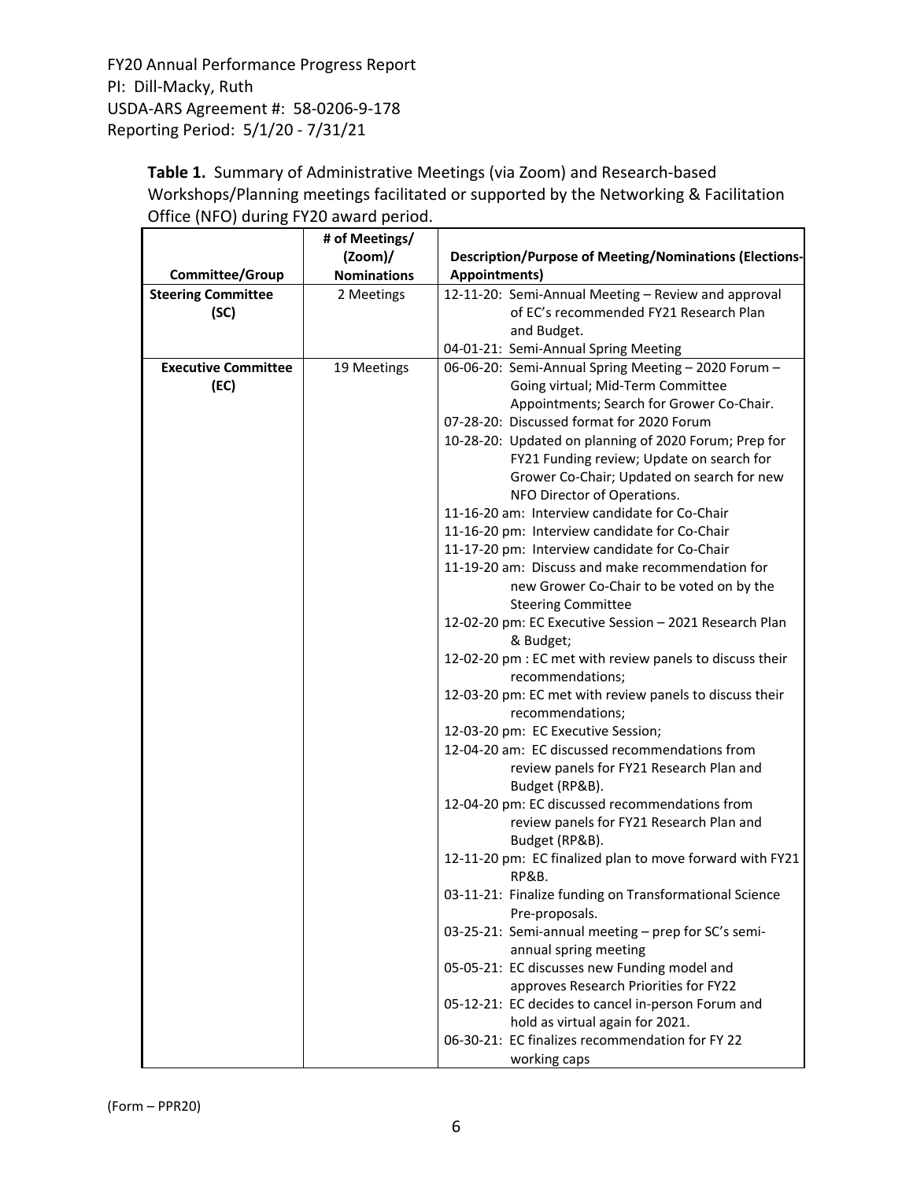FY20 Annual Performance Progress Report
PI: Dill-Macky, Ruth
USDA-ARS Agreement #: 58-0206-9-178
Reporting Period: 5/1/20 - 7/31/21

**Table 1.** Summary of Administrative Meetings (via Zoom) and Research-based Workshops/Planning meetings facilitated or supported by the Networking & Facilitation Office (NFO) during FY20 award period.

| Committee/Group | # of Meetings/ (Zoom)/ Nominations | Description/Purpose of Meeting/Nominations (Elections-Appointments) |
|---|---|---|
| **Steering Committee (SC)** | 2 Meetings | 12-11-20: Semi-Annual Meeting – Review and approval of EC's recommended FY21 Research Plan and Budget.<br>04-01-21: Semi-Annual Spring Meeting |
| **Executive Committee (EC)** | 19 Meetings | 06-06-20: Semi-Annual Spring Meeting – 2020 Forum – Going virtual; Mid-Term Committee Appointments; Search for Grower Co-Chair.<br>07-28-20: Discussed format for 2020 Forum<br>10-28-20: Updated on planning of 2020 Forum; Prep for FY21 Funding review; Update on search for Grower Co-Chair; Updated on search for new NFO Director of Operations.<br>11-16-20 am: Interview candidate for Co-Chair<br>11-16-20 pm: Interview candidate for Co-Chair<br>11-17-20 pm: Interview candidate for Co-Chair<br>11-19-20 am: Discuss and make recommendation for new Grower Co-Chair to be voted on by the Steering Committee<br>12-02-20 pm: EC Executive Session – 2021 Research Plan & Budget;<br>12-02-20 pm : EC met with review panels to discuss their recommendations;<br>12-03-20 pm: EC met with review panels to discuss their recommendations;<br>12-03-20 pm: EC Executive Session;<br>12-04-20 am: EC discussed recommendations from review panels for FY21 Research Plan and Budget (RP&B).<br>12-04-20 pm: EC discussed recommendations from review panels for FY21 Research Plan and Budget (RP&B).<br>12-11-20 pm: EC finalized plan to move forward with FY21 RP&B.<br>03-11-21: Finalize funding on Transformational Science Pre-proposals.<br>03-25-21: Semi-annual meeting – prep for SC's semi-annual spring meeting<br>05-05-21: EC discusses new Funding model and approves Research Priorities for FY22<br>05-12-21: EC decides to cancel in-person Forum and hold as virtual again for 2021.<br>06-30-21: EC finalizes recommendation for FY 22 working caps |

(Form – PPR20)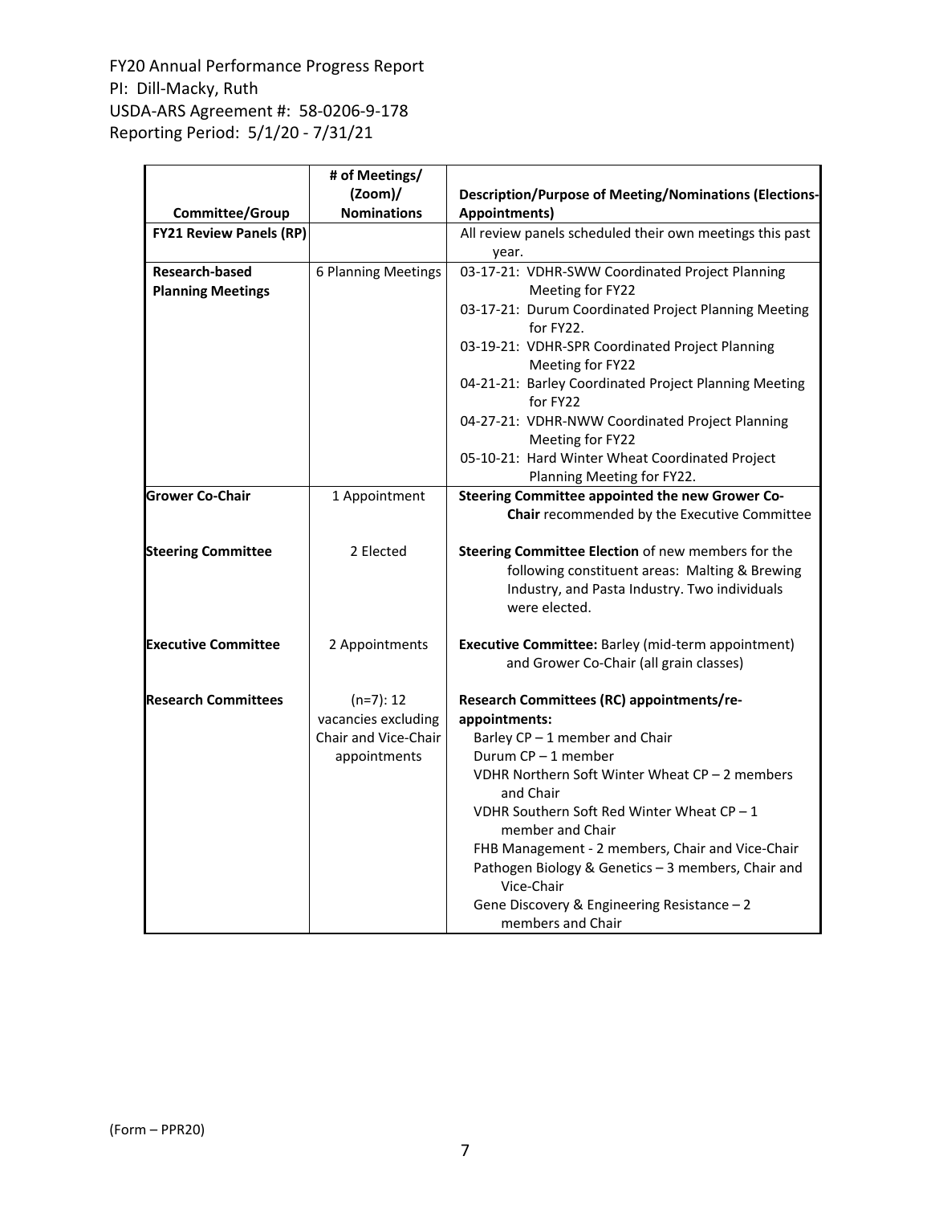FY20 Annual Performance Progress Report
PI: Dill-Macky, Ruth
USDA-ARS Agreement #: 58-0206-9-178
Reporting Period: 5/1/20 - 7/31/21

| Committee/Group | # of Meetings/ (Zoom)/ Nominations | Description/Purpose of Meeting/Nominations (Elections-Appointments) |
|---|---|---|
| **FY21 Review Panels (RP)** | | All review panels scheduled their own meetings this past year. |
| **Research-based Planning Meetings** | 6 Planning Meetings | 03-17-21: VDHR-SWW Coordinated Project Planning Meeting for FY22<br>03-17-21: Durum Coordinated Project Planning Meeting for FY22.<br>03-19-21: VDHR-SPR Coordinated Project Planning Meeting for FY22<br>04-21-21: Barley Coordinated Project Planning Meeting for FY22<br>04-27-21: VDHR-NWW Coordinated Project Planning Meeting for FY22<br>05-10-21: Hard Winter Wheat Coordinated Project Planning Meeting for FY22. |
| **Grower Co-Chair** | 1 Appointment | **Steering Committee appointed the new Grower Co-Chair** recommended by the Executive Committee |
| **Steering Committee** | 2 Elected | **Steering Committee Election** of new members for the following constituent areas: Malting & Brewing Industry, and Pasta Industry. Two individuals were elected. |
| **Executive Committee** | 2 Appointments | **Executive Committee:** Barley (mid-term appointment) and Grower Co-Chair (all grain classes) |
| **Research Committees** | (n=7): 12 vacancies excluding Chair and Vice-Chair appointments | **Research Committees (RC) appointments/re-appointments:**<br>Barley CP – 1 member and Chair<br>Durum CP – 1 member<br>VDHR Northern Soft Winter Wheat CP – 2 members and Chair<br>VDHR Southern Soft Red Winter Wheat CP – 1 member and Chair<br>FHB Management - 2 members, Chair and Vice-Chair<br>Pathogen Biology & Genetics – 3 members, Chair and Vice-Chair<br>Gene Discovery & Engineering Resistance – 2 members and Chair |

(Form – PPR20)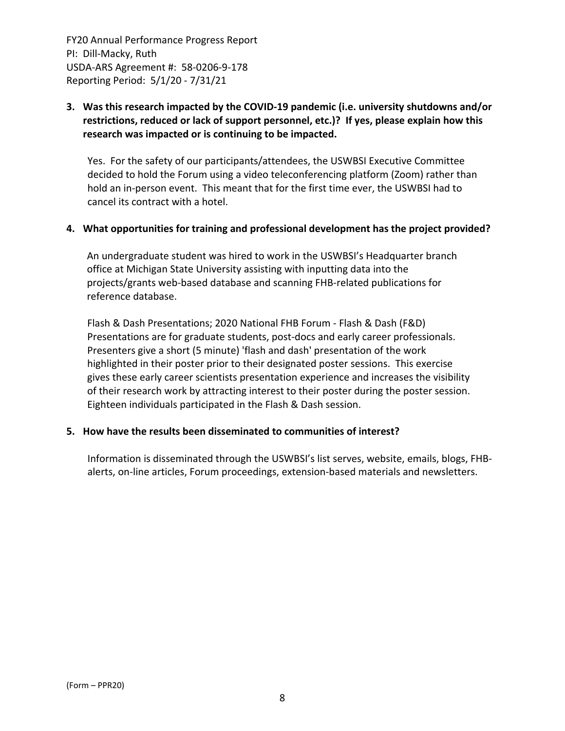**3. Was this research impacted by the COVID-19 pandemic (i.e. university shutdowns and/or restrictions, reduced or lack of support personnel, etc.)? If yes, please explain how this research was impacted or is continuing to be impacted.**

Yes. For the safety of our participants/attendees, the USWBSI Executive Committee decided to hold the Forum using a video teleconferencing platform (Zoom) rather than hold an in-person event. This meant that for the first time ever, the USWBSI had to cancel its contract with a hotel.

**4. What opportunities for training and professional development has the project provided?**

An undergraduate student was hired to work in the USWBSI's Headquarter branch office at Michigan State University assisting with inputting data into the projects/grants web-based database and scanning FHB-related publications for reference database.

Flash & Dash Presentations; 2020 National FHB Forum - Flash & Dash (F&D) Presentations are for graduate students, post-docs and early career professionals. Presenters give a short (5 minute) 'flash and dash' presentation of the work highlighted in their poster prior to their designated poster sessions. This exercise gives these early career scientists presentation experience and increases the visibility of their research work by attracting interest to their poster during the poster session. Eighteen individuals participated in the Flash & Dash session.

**5. How have the results been disseminated to communities of interest?**

Information is disseminated through the USWBSI's list serves, website, emails, blogs, FHB-alerts, on-line articles, Forum proceedings, extension-based materials and newsletters.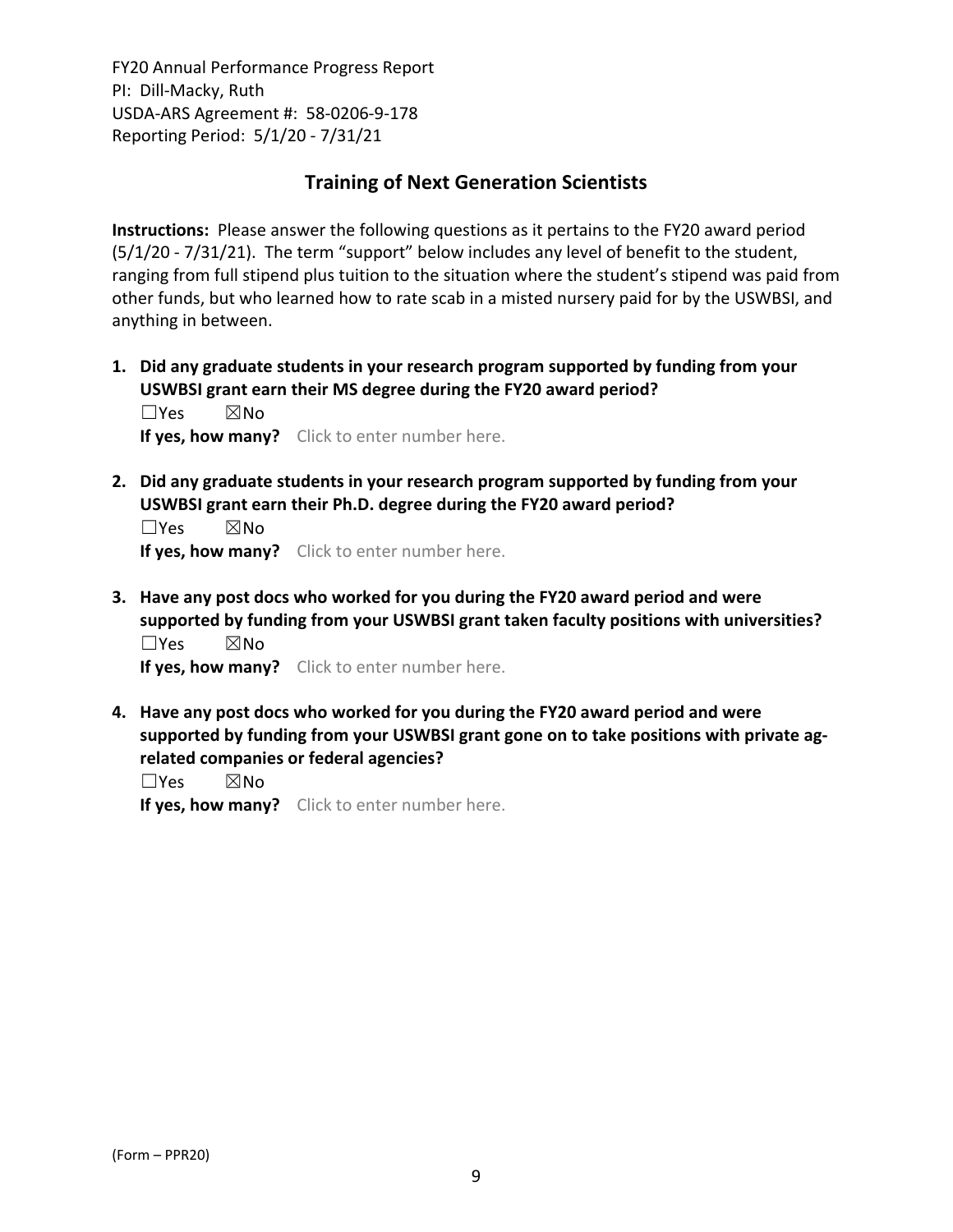## Training of Next Generation Scientists

**Instructions:** Please answer the following questions as it pertains to the FY20 award period (5/1/20 - 7/31/21). The term "support" below includes any level of benefit to the student, ranging from full stipend plus tuition to the situation where the student's stipend was paid from other funds, but who learned how to rate scab in a misted nursery paid for by the USWBSI, and anything in between.

1. **Did any graduate students in your research program supported by funding from your USWBSI grant earn their MS degree during the FY20 award period?**
   ☐Yes ☒No
   **If yes, how many?** Click to enter number here.

2. **Did any graduate students in your research program supported by funding from your USWBSI grant earn their Ph.D. degree during the FY20 award period?**
   ☐Yes ☒No
   **If yes, how many?** Click to enter number here.

3. **Have any post docs who worked for you during the FY20 award period and were supported by funding from your USWBSI grant taken faculty positions with universities?**
   ☐Yes ☒No
   **If yes, how many?** Click to enter number here.

4. **Have any post docs who worked for you during the FY20 award period and were supported by funding from your USWBSI grant gone on to take positions with private ag-related companies or federal agencies?**
   ☐Yes ☒No
   **If yes, how many?** Click to enter number here.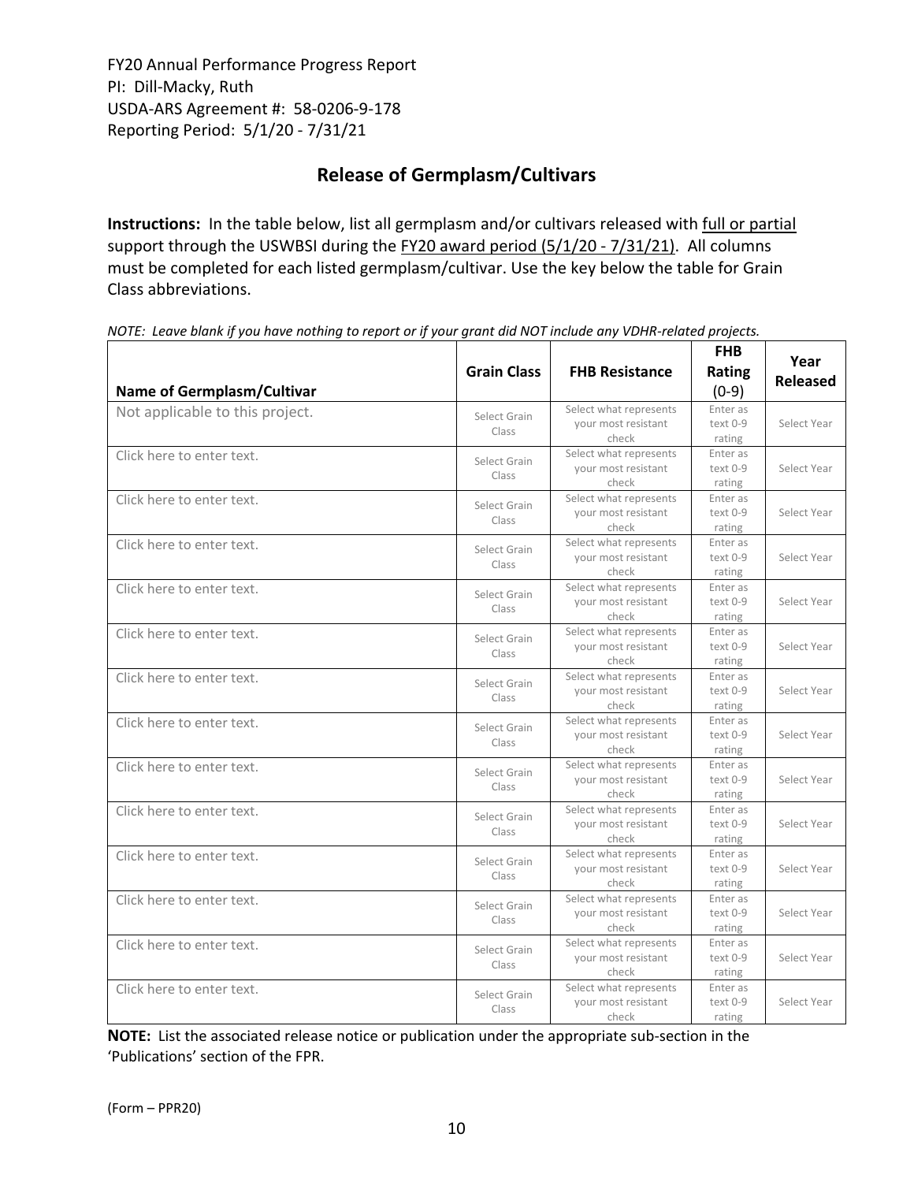FY20 Annual Performance Progress Report
PI: Dill-Macky, Ruth
USDA-ARS Agreement #: 58-0206-9-178
Reporting Period: 5/1/20 - 7/31/21

## Release of Germplasm/Cultivars

**Instructions:** In the table below, list all germplasm and/or cultivars released with full or partial support through the USWBSI during the FY20 award period (5/1/20 - 7/31/21). All columns must be completed for each listed germplasm/cultivar. Use the key below the table for Grain Class abbreviations.

*NOTE: Leave blank if you have nothing to report or if your grant did NOT include any VDHR-related projects.*

| Name of Germplasm/Cultivar | Grain Class | FHB Resistance | FHB Rating (0-9) | Year Released |
|---|---|---|---|---|
| Not applicable to this project. | Select Grain Class | Select what represents your most resistant check | Enter as text 0-9 rating | Select Year |
| Click here to enter text. | Select Grain Class | Select what represents your most resistant check | Enter as text 0-9 rating | Select Year |
| Click here to enter text. | Select Grain Class | Select what represents your most resistant check | Enter as text 0-9 rating | Select Year |
| Click here to enter text. | Select Grain Class | Select what represents your most resistant check | Enter as text 0-9 rating | Select Year |
| Click here to enter text. | Select Grain Class | Select what represents your most resistant check | Enter as text 0-9 rating | Select Year |
| Click here to enter text. | Select Grain Class | Select what represents your most resistant check | Enter as text 0-9 rating | Select Year |
| Click here to enter text. | Select Grain Class | Select what represents your most resistant check | Enter as text 0-9 rating | Select Year |
| Click here to enter text. | Select Grain Class | Select what represents your most resistant check | Enter as text 0-9 rating | Select Year |
| Click here to enter text. | Select Grain Class | Select what represents your most resistant check | Enter as text 0-9 rating | Select Year |
| Click here to enter text. | Select Grain Class | Select what represents your most resistant check | Enter as text 0-9 rating | Select Year |
| Click here to enter text. | Select Grain Class | Select what represents your most resistant check | Enter as text 0-9 rating | Select Year |
| Click here to enter text. | Select Grain Class | Select what represents your most resistant check | Enter as text 0-9 rating | Select Year |
| Click here to enter text. | Select Grain Class | Select what represents your most resistant check | Enter as text 0-9 rating | Select Year |
| Click here to enter text. | Select Grain Class | Select what represents your most resistant check | Enter as text 0-9 rating | Select Year |

**NOTE:** List the associated release notice or publication under the appropriate sub-section in the 'Publications' section of the FPR.

(Form – PPR20)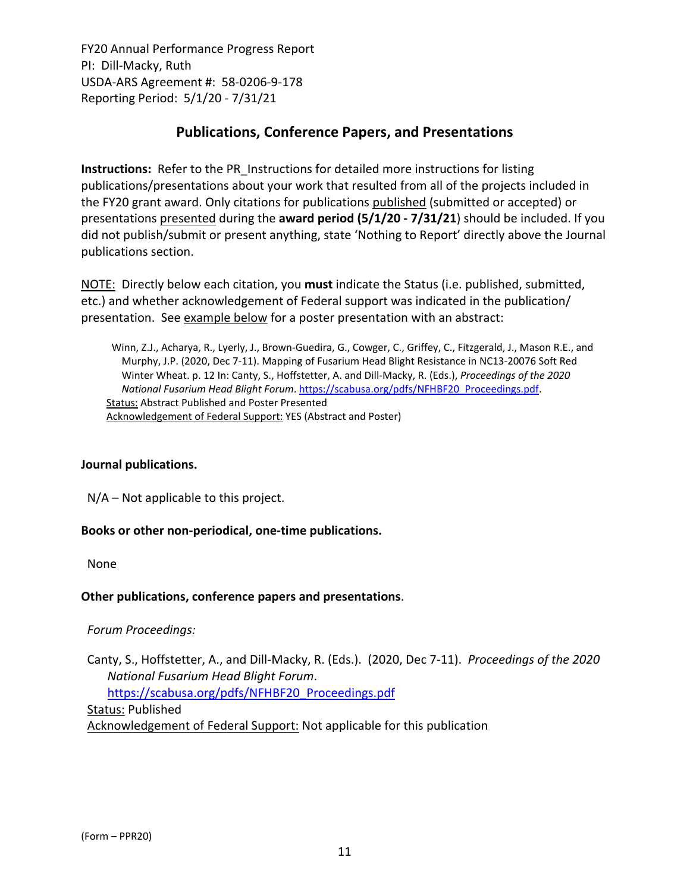FY20 Annual Performance Progress Report
PI: Dill-Macky, Ruth
USDA-ARS Agreement #: 58-0206-9-178
Reporting Period: 5/1/20 - 7/31/21

## Publications, Conference Papers, and Presentations

**Instructions:** Refer to the PR_Instructions for detailed more instructions for listing publications/presentations about your work that resulted from all of the projects included in the FY20 grant award. Only citations for publications published (submitted or accepted) or presentations presented during the **award period (5/1/20 - 7/31/21**) should be included. If you did not publish/submit or present anything, state 'Nothing to Report' directly above the Journal publications section.

NOTE: Directly below each citation, you **must** indicate the Status (i.e. published, submitted, etc.) and whether acknowledgement of Federal support was indicated in the publication/ presentation. See example below for a poster presentation with an abstract:

> Winn, Z.J., Acharya, R., Lyerly, J., Brown-Guedira, G., Cowger, C., Griffey, C., Fitzgerald, J., Mason R.E., and Murphy, J.P. (2020, Dec 7-11). Mapping of Fusarium Head Blight Resistance in NC13-20076 Soft Red Winter Wheat. p. 12 In: Canty, S., Hoffstetter, A. and Dill-Macky, R. (Eds.), *Proceedings of the 2020 National Fusarium Head Blight Forum*. https://scabusa.org/pdfs/NFHBF20_Proceedings.pdf.
> Status: Abstract Published and Poster Presented
> Acknowledgement of Federal Support: YES (Abstract and Poster)

**Journal publications.**

N/A – Not applicable to this project.

**Books or other non-periodical, one-time publications.**

None

**Other publications, conference papers and presentations**.

*Forum Proceedings:*

Canty, S., Hoffstetter, A., and Dill-Macky, R. (Eds.). (2020, Dec 7-11). *Proceedings of the 2020 National Fusarium Head Blight Forum*. https://scabusa.org/pdfs/NFHBF20_Proceedings.pdf
Status: Published
Acknowledgement of Federal Support: Not applicable for this publication

(Form – PPR20)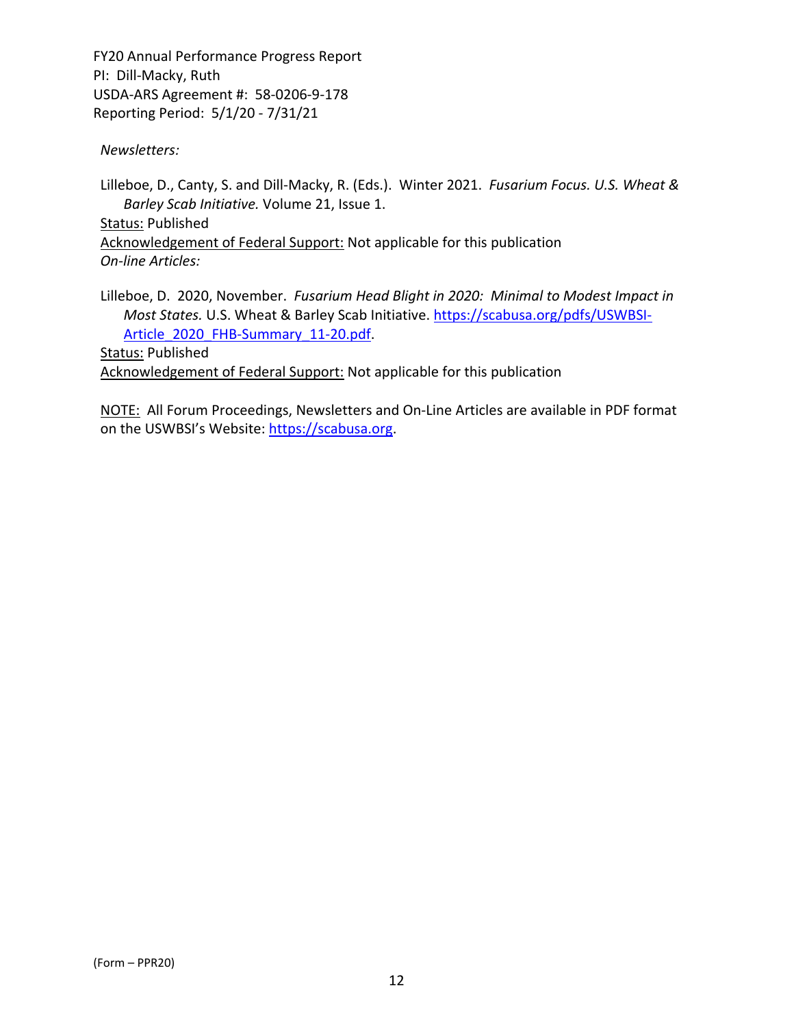*Newsletters:*

Lilleboe, D., Canty, S. and Dill-Macky, R. (Eds.). Winter 2021. *Fusarium Focus. U.S. Wheat & Barley Scab Initiative.* Volume 21, Issue 1.
Status: Published
Acknowledgement of Federal Support: Not applicable for this publication

*On-line Articles:*

Lilleboe, D. 2020, November. *Fusarium Head Blight in 2020: Minimal to Modest Impact in Most States.* U.S. Wheat & Barley Scab Initiative. https://scabusa.org/pdfs/USWBSI-Article_2020_FHB-Summary_11-20.pdf.
Status: Published
Acknowledgement of Federal Support: Not applicable for this publication

NOTE: All Forum Proceedings, Newsletters and On-Line Articles are available in PDF format on the USWBSI's Website: https://scabusa.org.